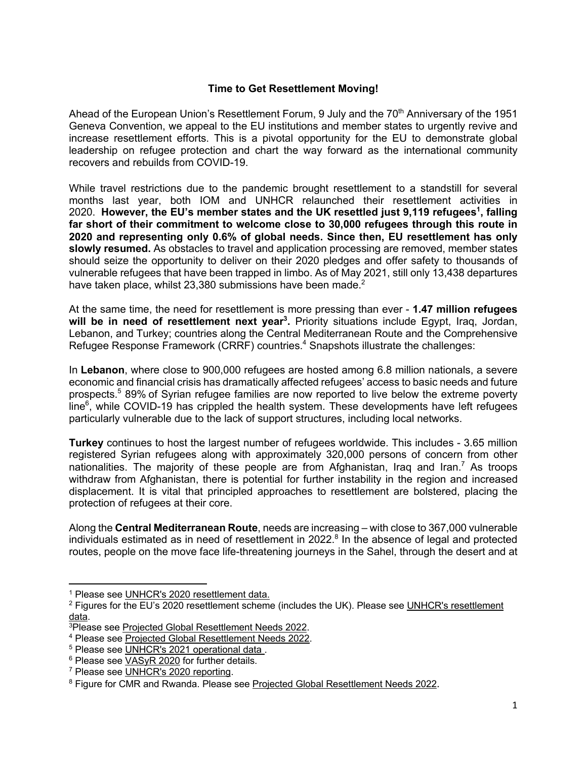# Time to Get Resettlement Moving!

Ahead of the European Union's Resettlement Forum, 9 July and the 70th Anniversary of the 1951 Geneva Convention, we appeal to the EU institutions and member states to urgently revive and increase resettlement efforts. This is a pivotal opportunity for the EU to demonstrate global leadership on refugee protection and chart the way forward as the international community recovers and rebuilds from COVID-19.

While travel restrictions due to the pandemic brought resettlement to a standstill for several months last year, both IOM and UNHCR relaunched their resettlement activities in 2020. **However, the EU's member states and the UK resettled just 9,119 refugees[1], falling far short of their commitment to welcome close to 30,000 refugees through this route in 2020 and representing only 0.6% of global needs. Since then, EU resettlement has only slowly resumed.** As obstacles to travel and application processing are removed, member states should seize the opportunity to deliver on their 2020 pledges and offer safety to thousands of vulnerable refugees that have been trapped in limbo. As of May 2021, still only 13,438 departures have taken place, whilst 23,380 submissions have been made.[2]

At the same time, the need for resettlement is more pressing than ever - **1.47 million refugees will be in need of resettlement next year[3].** Priority situations include Egypt, Iraq, Jordan, Lebanon, and Turkey; countries along the Central Mediterranean Route and the Comprehensive Refugee Response Framework (CRRF) countries.[4] Snapshots illustrate the challenges:

In **Lebanon**, where close to 900,000 refugees are hosted among 6.8 million nationals, a severe economic and financial crisis has dramatically affected refugees' access to basic needs and future prospects.[5] 89% of Syrian refugee families are now reported to live below the extreme poverty line[6], while COVID-19 has crippled the health system. These developments have left refugees particularly vulnerable due to the lack of support structures, including local networks.

**Turkey** continues to host the largest number of refugees worldwide. This includes - 3.65 million registered Syrian refugees along with approximately 320,000 persons of concern from other nationalities. The majority of these people are from Afghanistan, Iraq and Iran.[7] As troops withdraw from Afghanistan, there is potential for further instability in the region and increased displacement. It is vital that principled approaches to resettlement are bolstered, placing the protection of refugees at their core.

Along the **Central Mediterranean Route**, needs are increasing – with close to 367,000 vulnerable individuals estimated as in need of resettlement in 2022.[8] In the absence of legal and protected routes, people on the move face life-threatening journeys in the Sahel, through the desert and at

---

[1] Please see UNHCR's 2020 resettlement data.

[2] Figures for the EU's 2020 resettlement scheme (includes the UK). Please see UNHCR's resettlement data.

[3] Please see Projected Global Resettlement Needs 2022.

[4] Please see Projected Global Resettlement Needs 2022.

[5] Please see UNHCR's 2021 operational data .

[6] Please see VASyR 2020 for further details.

[7] Please see UNHCR's 2020 reporting.

[8] Figure for CMR and Rwanda. Please see Projected Global Resettlement Needs 2022.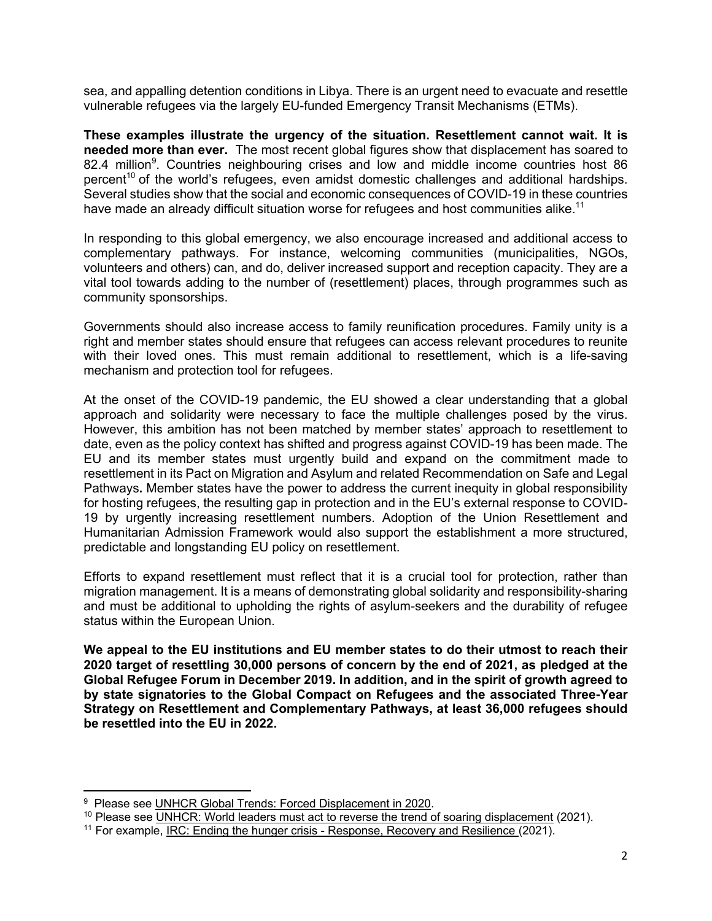sea, and appalling detention conditions in Libya. There is an urgent need to evacuate and resettle vulnerable refugees via the largely EU-funded Emergency Transit Mechanisms (ETMs).

**These examples illustrate the urgency of the situation. Resettlement cannot wait. It is needed more than ever.** The most recent global figures show that displacement has soared to 82.4 million[9]. Countries neighbouring crises and low and middle income countries host 86 percent[10] of the world's refugees, even amidst domestic challenges and additional hardships. Several studies show that the social and economic consequences of COVID-19 in these countries have made an already difficult situation worse for refugees and host communities alike.[11]

In responding to this global emergency, we also encourage increased and additional access to complementary pathways. For instance, welcoming communities (municipalities, NGOs, volunteers and others) can, and do, deliver increased support and reception capacity. They are a vital tool towards adding to the number of (resettlement) places, through programmes such as community sponsorships.

Governments should also increase access to family reunification procedures. Family unity is a right and member states should ensure that refugees can access relevant procedures to reunite with their loved ones. This must remain additional to resettlement, which is a life-saving mechanism and protection tool for refugees.

At the onset of the COVID-19 pandemic, the EU showed a clear understanding that a global approach and solidarity were necessary to face the multiple challenges posed by the virus. However, this ambition has not been matched by member states' approach to resettlement to date, even as the policy context has shifted and progress against COVID-19 has been made. The EU and its member states must urgently build and expand on the commitment made to resettlement in its Pact on Migration and Asylum and related Recommendation on Safe and Legal Pathways**.** Member states have the power to address the current inequity in global responsibility for hosting refugees, the resulting gap in protection and in the EU's external response to COVID-19 by urgently increasing resettlement numbers. Adoption of the Union Resettlement and Humanitarian Admission Framework would also support the establishment a more structured, predictable and longstanding EU policy on resettlement.

Efforts to expand resettlement must reflect that it is a crucial tool for protection, rather than migration management. It is a means of demonstrating global solidarity and responsibility-sharing and must be additional to upholding the rights of asylum-seekers and the durability of refugee status within the European Union.

**We appeal to the EU institutions and EU member states to do their utmost to reach their 2020 target of resettling 30,000 persons of concern by the end of 2021, as pledged at the Global Refugee Forum in December 2019. In addition, and in the spirit of growth agreed to by state signatories to the Global Compact on Refugees and the associated Three-Year Strategy on Resettlement and Complementary Pathways, at least 36,000 refugees should be resettled into the EU in 2022.**

---

[9] Please see UNHCR Global Trends: Forced Displacement in 2020.

[10] Please see UNHCR: World leaders must act to reverse the trend of soaring displacement (2021).

[11] For example, IRC: Ending the hunger crisis - Response, Recovery and Resilience (2021).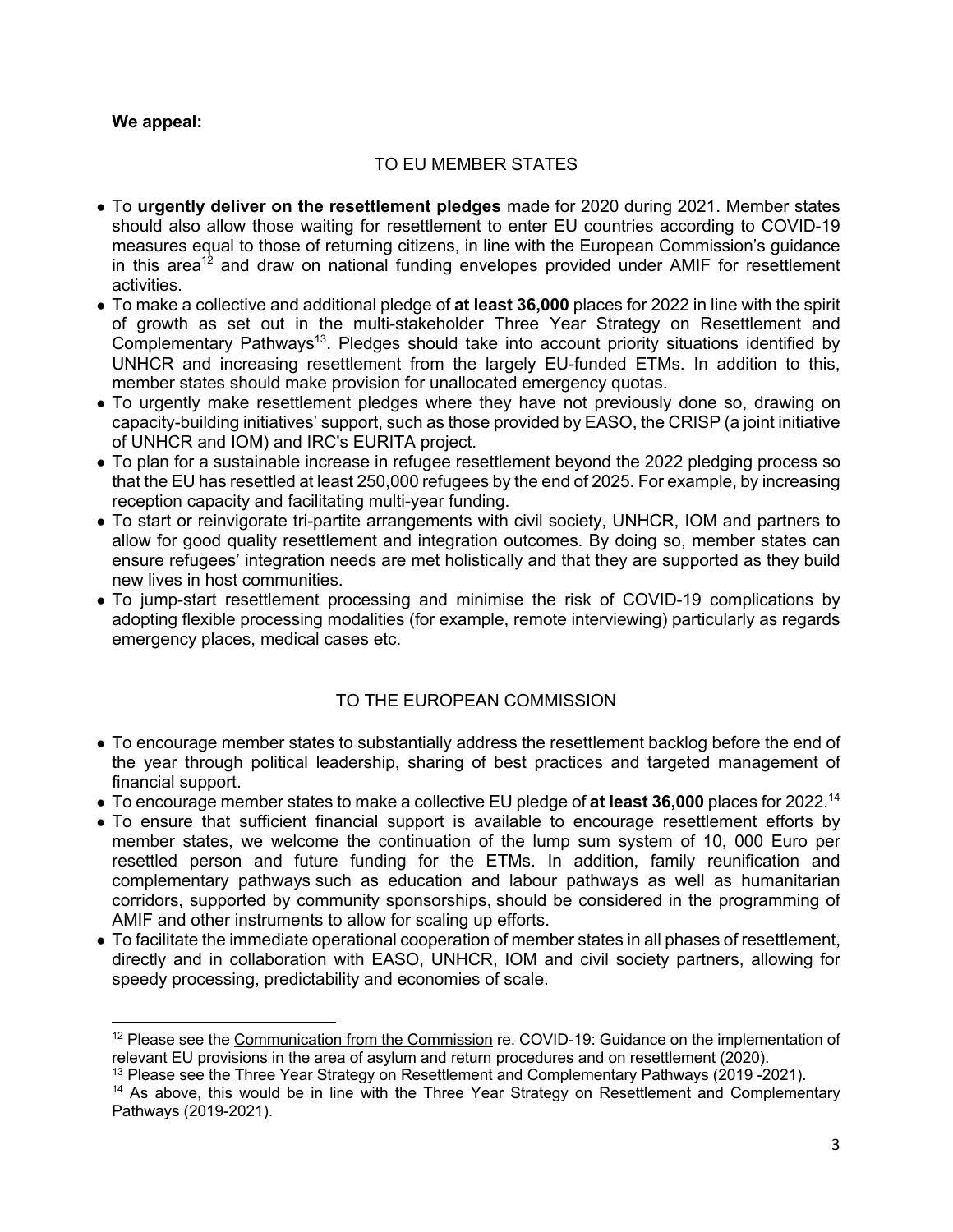**We appeal:**

TO EU MEMBER STATES

- To **urgently deliver on the resettlement pledges** made for 2020 during 2021. Member states should also allow those waiting for resettlement to enter EU countries according to COVID-19 measures equal to those of returning citizens, in line with the European Commission's guidance in this area[12] and draw on national funding envelopes provided under AMIF for resettlement activities.
- To make a collective and additional pledge of **at least 36,000** places for 2022 in line with the spirit of growth as set out in the multi-stakeholder Three Year Strategy on Resettlement and Complementary Pathways[13]. Pledges should take into account priority situations identified by UNHCR and increasing resettlement from the largely EU-funded ETMs. In addition to this, member states should make provision for unallocated emergency quotas.
- To urgently make resettlement pledges where they have not previously done so, drawing on capacity-building initiatives' support, such as those provided by EASO, the CRISP (a joint initiative of UNHCR and IOM) and IRC's EURITA project.
- To plan for a sustainable increase in refugee resettlement beyond the 2022 pledging process so that the EU has resettled at least 250,000 refugees by the end of 2025. For example, by increasing reception capacity and facilitating multi-year funding.
- To start or reinvigorate tri-partite arrangements with civil society, UNHCR, IOM and partners to allow for good quality resettlement and integration outcomes. By doing so, member states can ensure refugees' integration needs are met holistically and that they are supported as they build new lives in host communities.
- To jump-start resettlement processing and minimise the risk of COVID-19 complications by adopting flexible processing modalities (for example, remote interviewing) particularly as regards emergency places, medical cases etc.

TO THE EUROPEAN COMMISSION

- To encourage member states to substantially address the resettlement backlog before the end of the year through political leadership, sharing of best practices and targeted management of financial support.
- To encourage member states to make a collective EU pledge of **at least 36,000** places for 2022.[14]
- To ensure that sufficient financial support is available to encourage resettlement efforts by member states, we welcome the continuation of the lump sum system of 10, 000 Euro per resettled person and future funding for the ETMs. In addition, family reunification and complementary pathways such as education and labour pathways as well as humanitarian corridors, supported by community sponsorships, should be considered in the programming of AMIF and other instruments to allow for scaling up efforts.
- To facilitate the immediate operational cooperation of member states in all phases of resettlement, directly and in collaboration with EASO, UNHCR, IOM and civil society partners, allowing for speedy processing, predictability and economies of scale.

---

[12] Please see the Communication from the Commission re. COVID-19: Guidance on the implementation of relevant EU provisions in the area of asylum and return procedures and on resettlement (2020).

[13] Please see the Three Year Strategy on Resettlement and Complementary Pathways (2019 -2021).

[14] As above, this would be in line with the Three Year Strategy on Resettlement and Complementary Pathways (2019-2021).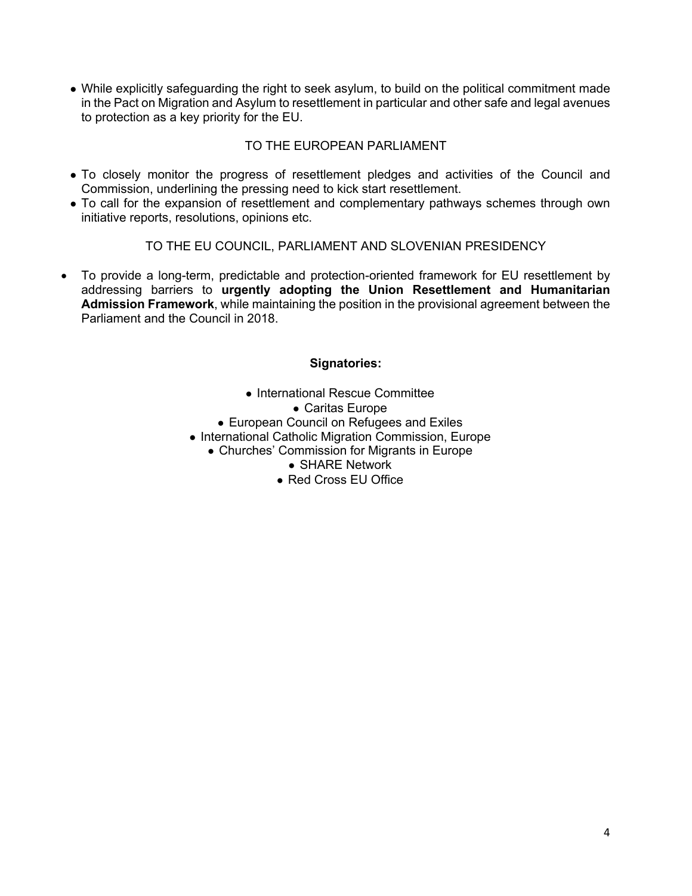- While explicitly safeguarding the right to seek asylum, to build on the political commitment made in the Pact on Migration and Asylum to resettlement in particular and other safe and legal avenues to protection as a key priority for the EU.

TO THE EUROPEAN PARLIAMENT

- To closely monitor the progress of resettlement pledges and activities of the Council and Commission, underlining the pressing need to kick start resettlement.
- To call for the expansion of resettlement and complementary pathways schemes through own initiative reports, resolutions, opinions etc.

TO THE EU COUNCIL, PARLIAMENT AND SLOVENIAN PRESIDENCY

- To provide a long-term, predictable and protection-oriented framework for EU resettlement by addressing barriers to **urgently adopting the Union Resettlement and Humanitarian Admission Framework**, while maintaining the position in the provisional agreement between the Parliament and the Council in 2018.

**Signatories:**

- International Rescue Committee
- Caritas Europe
- European Council on Refugees and Exiles
- International Catholic Migration Commission, Europe
- Churches' Commission for Migrants in Europe
- SHARE Network
- Red Cross EU Office